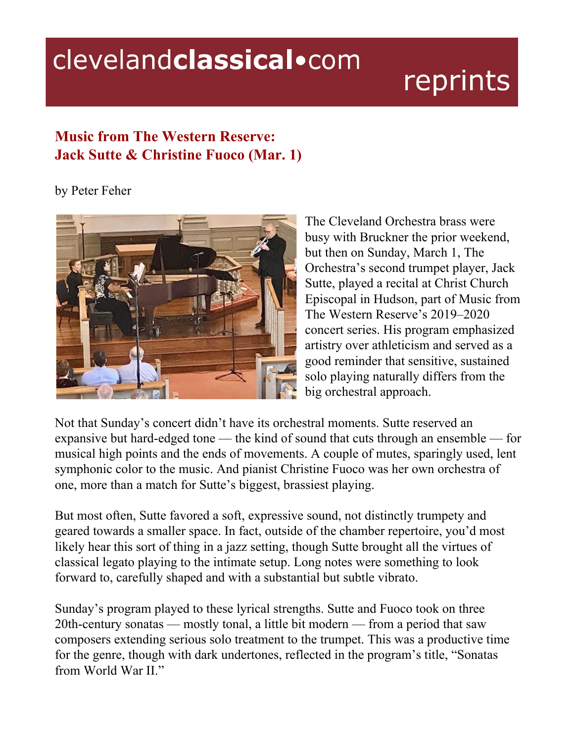# Music from The Western Reserve: Jack Sutte & Christine Fuoco (Mar. 1)

by Peter Feher

The Cleveland Orchestra brass were busy with Bruckner the prior weekend, but then on Sunday, March 1, The Orchestra's second trumpet player, Jack Sutte, played a recital at Christ Church Episcopal in Hudson, part of Music from The Western Reserve's 2019–2020 concert series. His program emphasized artistry over athleticism and served as a good reminder that sensitive, sustained solo playing naturally differs from the big orchestral approach.

Not that Sunday's concert didn't have its orchestral moments. Sutte reserved an expansive but hard-edged tone — the kind of sound that cuts through an ensemble — for musical high points and the ends of movements. A couple of mutes, sparingly used, lent symphonic color to the music. And pianist Christine Fuoco was her own orchestra of one, more than a match for Sutte's biggest, brassiest playing.

But most often, Sutte favored a soft, expressive sound, not distinctly trumpety and geared towards a smaller space. In fact, outside of the chamber repertoire, you'd most likely hear this sort of thing in a jazz setting, though Sutte brought all the virtues of classical legato playing to the intimate setup. Long notes were something to look forward to, carefully shaped and with a substantial but subtle vibrato.

Sunday's program played to these lyrical strengths. Sutte and Fuoco took on three 20th-century sonatas — mostly tonal, a little bit modern — from a period that saw composers extending serious solo treatment to the trumpet. This was a productive time for the genre, though with dark undertones, reflected in the program's title, "Sonatas from World War II."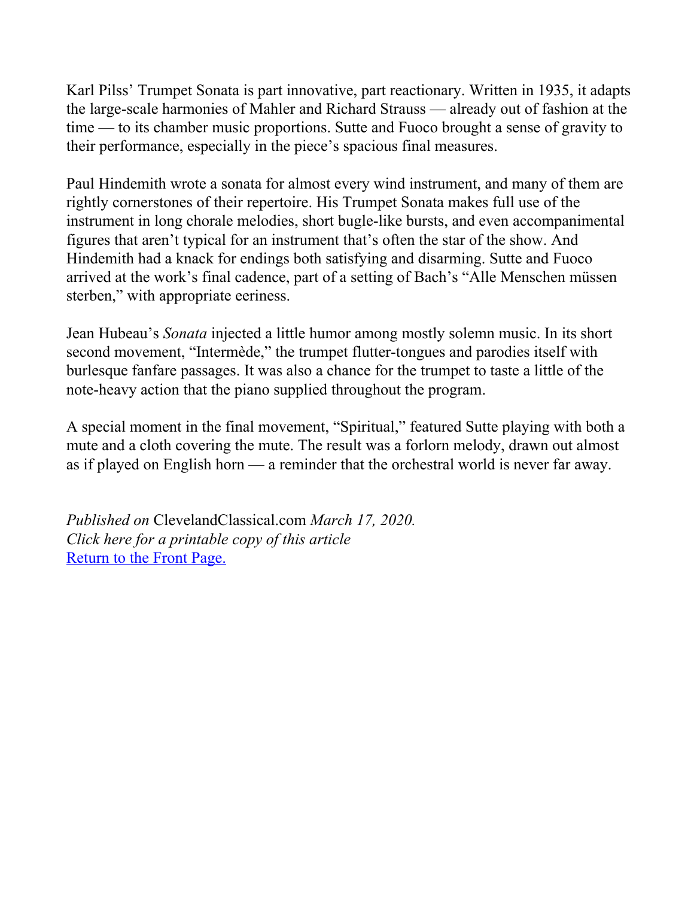Karl Pilss' Trumpet Sonata is part innovative, part reactionary. Written in 1935, it adapts the large-scale harmonies of Mahler and Richard Strauss — already out of fashion at the time — to its chamber music proportions. Sutte and Fuoco brought a sense of gravity to their performance, especially in the piece's spacious final measures.

Paul Hindemith wrote a sonata for almost every wind instrument, and many of them are rightly cornerstones of their repertoire. His Trumpet Sonata makes full use of the instrument in long chorale melodies, short bugle-like bursts, and even accompanimental figures that aren't typical for an instrument that's often the star of the show. And Hindemith had a knack for endings both satisfying and disarming. Sutte and Fuoco arrived at the work's final cadence, part of a setting of Bach's "Alle Menschen müssen sterben," with appropriate eeriness.

Jean Hubeau's *Sonata* injected a little humor among mostly solemn music. In its short second movement, "Intermède," the trumpet flutter-tongues and parodies itself with burlesque fanfare passages. It was also a chance for the trumpet to taste a little of the note-heavy action that the piano supplied throughout the program.

A special moment in the final movement, "Spiritual," featured Sutte playing with both a mute and a cloth covering the mute. The result was a forlorn melody, drawn out almost as if played on English horn — a reminder that the orchestral world is never far away.

*Published on* ClevelandClassical.com *March 17, 2020.*
*Click here for a printable copy of this article*
[Return to the Front Page.]